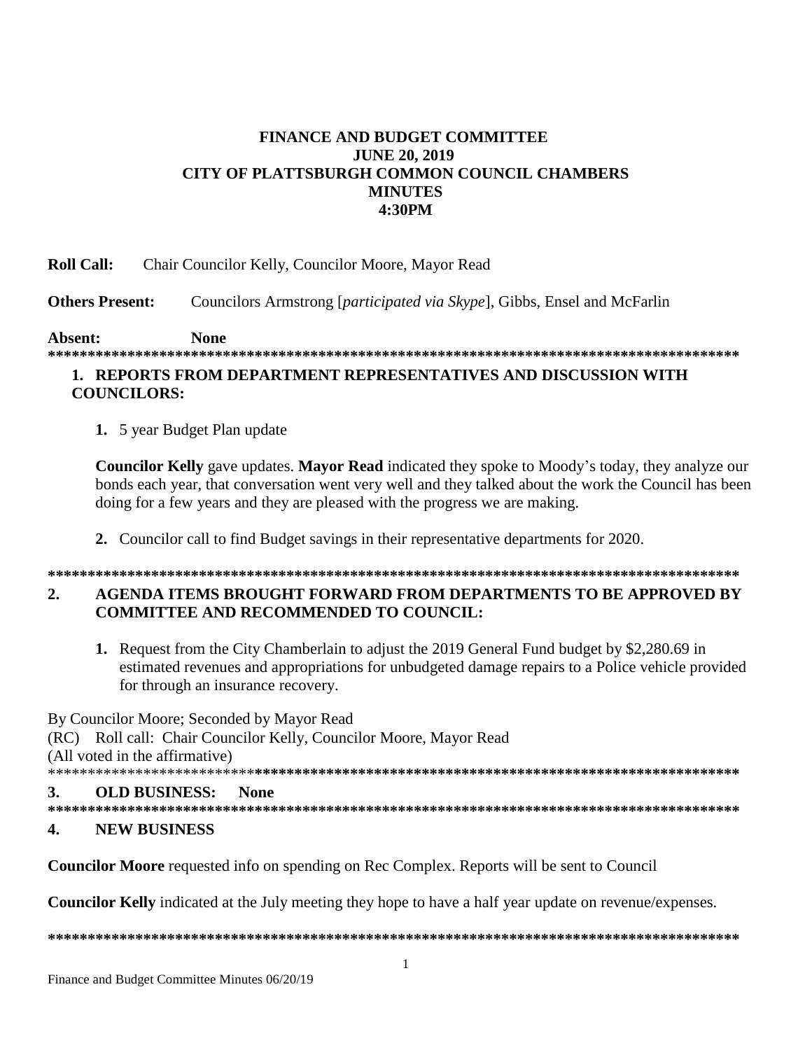**FINANCE AND BUDGET COMMITTEE**
**JUNE 20, 2019**
**CITY OF PLATTSBURGH COMMON COUNCIL CHAMBERS**
**MINUTES**
**4:30PM**

**Roll Call:** Chair Councilor Kelly, Councilor Moore, Mayor Read

**Others Present:** Councilors Armstrong [*participated via Skype*], Gibbs, Ensel and McFarlin

**Absent:** **None**

**************************************************************************************

## 1. REPORTS FROM DEPARTMENT REPRESENTATIVES AND DISCUSSION WITH COUNCILORS:

1. 5 year Budget Plan update

**Councilor Kelly** gave updates. **Mayor Read** indicated they spoke to Moody's today, they analyze our bonds each year, that conversation went very well and they talked about the work the Council has been doing for a few years and they are pleased with the progress we are making.

2. Councilor call to find Budget savings in their representative departments for 2020.

**************************************************************************************

## 2. AGENDA ITEMS BROUGHT FORWARD FROM DEPARTMENTS TO BE APPROVED BY COMMITTEE AND RECOMMENDED TO COUNCIL:

1. Request from the City Chamberlain to adjust the 2019 General Fund budget by $2,280.69 in estimated revenues and appropriations for unbudgeted damage repairs to a Police vehicle provided for through an insurance recovery.

By Councilor Moore; Seconded by Mayor Read
(RC) Roll call: Chair Councilor Kelly, Councilor Moore, Mayor Read
(All voted in the affirmative)

**************************************************************************************

## 3. OLD BUSINESS: None

**************************************************************************************

## 4. NEW BUSINESS

**Councilor Moore** requested info on spending on Rec Complex. Reports will be sent to Council

**Councilor Kelly** indicated at the July meeting they hope to have a half year update on revenue/expenses.

**************************************************************************************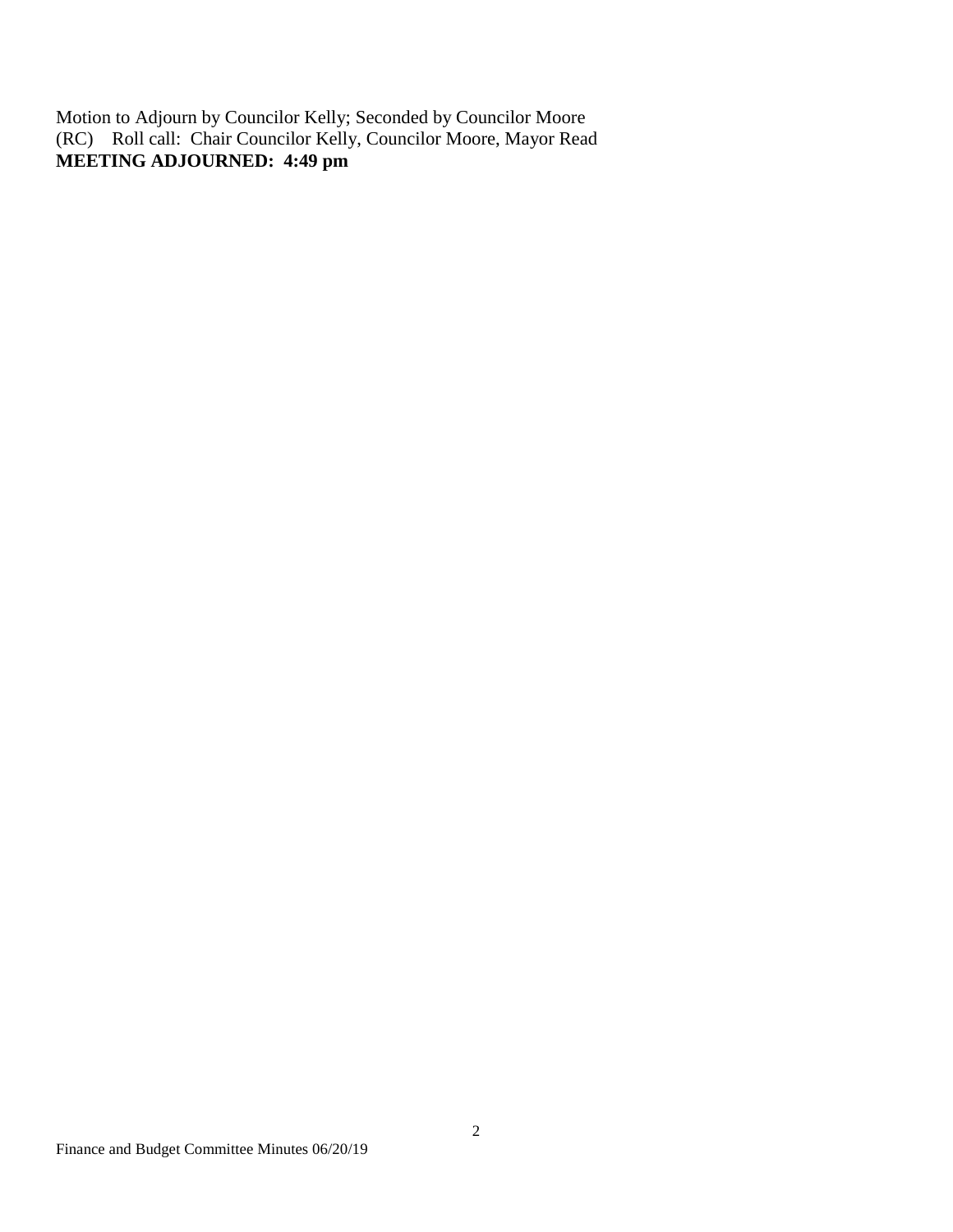Motion to Adjourn by Councilor Kelly; Seconded by Councilor Moore
(RC) Roll call: Chair Councilor Kelly, Councilor Moore, Mayor Read
**MEETING ADJOURNED: 4:49 pm**